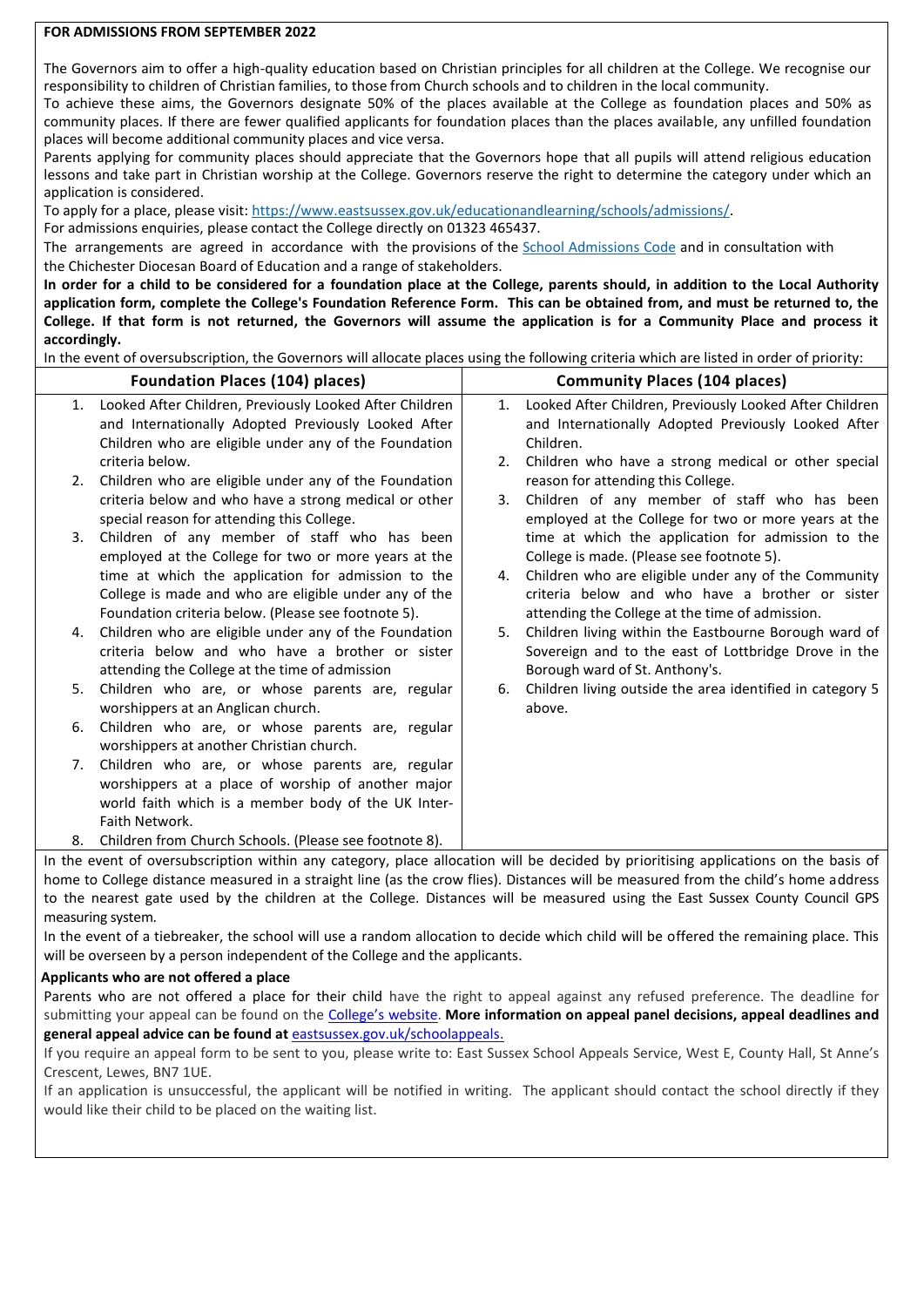**FOR ADMISSIONS FROM SEPTEMBER 2022**

The Governors aim to offer a high-quality education based on Christian principles for all children at the College. We recognise our responsibility to children of Christian families, to those from Church schools and to children in the local community.

To achieve these aims, the Governors designate 50% of the places available at the College as foundation places and 50% as community places. If there are fewer qualified applicants for foundation places than the places available, any unfilled foundation places will become additional community places and vice versa.

Parents applying for community places should appreciate that the Governors hope that all pupils will attend religious education lessons and take part in Christian worship at the College. Governors reserve the right to determine the category under which an application is considered.

To apply for a place, please visit: [https://www.eastsussex.gov.uk/educationandlearning/schools/admissions/](https://www.eastsussex.gov.uk/educationandlearning/schools/admissions/).

For admissions enquiries, please contact the College directly on 01323 465437.

The arrangements are agreed in accordance with the provisions of the School Admissions Code and in consultation with the Chichester Diocesan Board of Education and a range of stakeholders.

**In order for a child to be considered for a foundation place at the College, parents should, in addition to the Local Authority application form, complete the College's Foundation Reference Form. This can be obtained from, and must be returned to, the College. If that form is not returned, the Governors will assume the application is for a Community Place and process it accordingly.**

In the event of oversubscription, the Governors will allocate places using the following criteria which are listed in order of priority:

| Foundation Places (104) places) | Community Places (104 places) |
|---|---|
| 1. Looked After Children, Previously Looked After Children and Internationally Adopted Previously Looked After Children who are eligible under any of the Foundation criteria below. | 1. Looked After Children, Previously Looked After Children and Internationally Adopted Previously Looked After Children. |
| 2. Children who are eligible under any of the Foundation criteria below and who have a strong medical or other special reason for attending this College. | 2. Children who have a strong medical or other special reason for attending this College. |
| 3. Children of any member of staff who has been employed at the College for two or more years at the time at which the application for admission to the College is made and who are eligible under any of the Foundation criteria below. (Please see footnote 5). | 3. Children of any member of staff who has been employed at the College for two or more years at the time at which the application for admission to the College is made. (Please see footnote 5). |
| 4. Children who are eligible under any of the Foundation criteria below and who have a brother or sister attending the College at the time of admission | 4. Children who are eligible under any of the Community criteria below and who have a brother or sister attending the College at the time of admission. |
| 5. Children who are, or whose parents are, regular worshippers at an Anglican church. | 5. Children living within the Eastbourne Borough ward of Sovereign and to the east of Lottbridge Drove in the Borough ward of St. Anthony's. |
| 6. Children who are, or whose parents are, regular worshippers at another Christian church. | 6. Children living outside the area identified in category 5 above. |
| 7. Children who are, or whose parents are, regular worshippers at a place of worship of another major world faith which is a member body of the UK Inter-Faith Network. | |
| 8. Children from Church Schools. (Please see footnote 8). | |

In the event of oversubscription within any category, place allocation will be decided by prioritising applications on the basis of home to College distance measured in a straight line (as the crow flies). Distances will be measured from the child's home address to the nearest gate used by the children at the College. Distances will be measured using the East Sussex County Council GPS measuring system.

In the event of a tiebreaker, the school will use a random allocation to decide which child will be offered the remaining place. This will be overseen by a person independent of the College and the applicants.

**Applicants who are not offered a place**

Parents who are not offered a place for their child have the right to appeal against any refused preference. The deadline for submitting your appeal can be found on the College's website. **More information on appeal panel decisions, appeal deadlines and general appeal advice can be found at** [eastsussex.gov.uk/schoolappeals.](eastsussex.gov.uk/schoolappeals)

If you require an appeal form to be sent to you, please write to: East Sussex School Appeals Service, West E, County Hall, St Anne's Crescent, Lewes, BN7 1UE.

If an application is unsuccessful, the applicant will be notified in writing. The applicant should contact the school directly if they would like their child to be placed on the waiting list.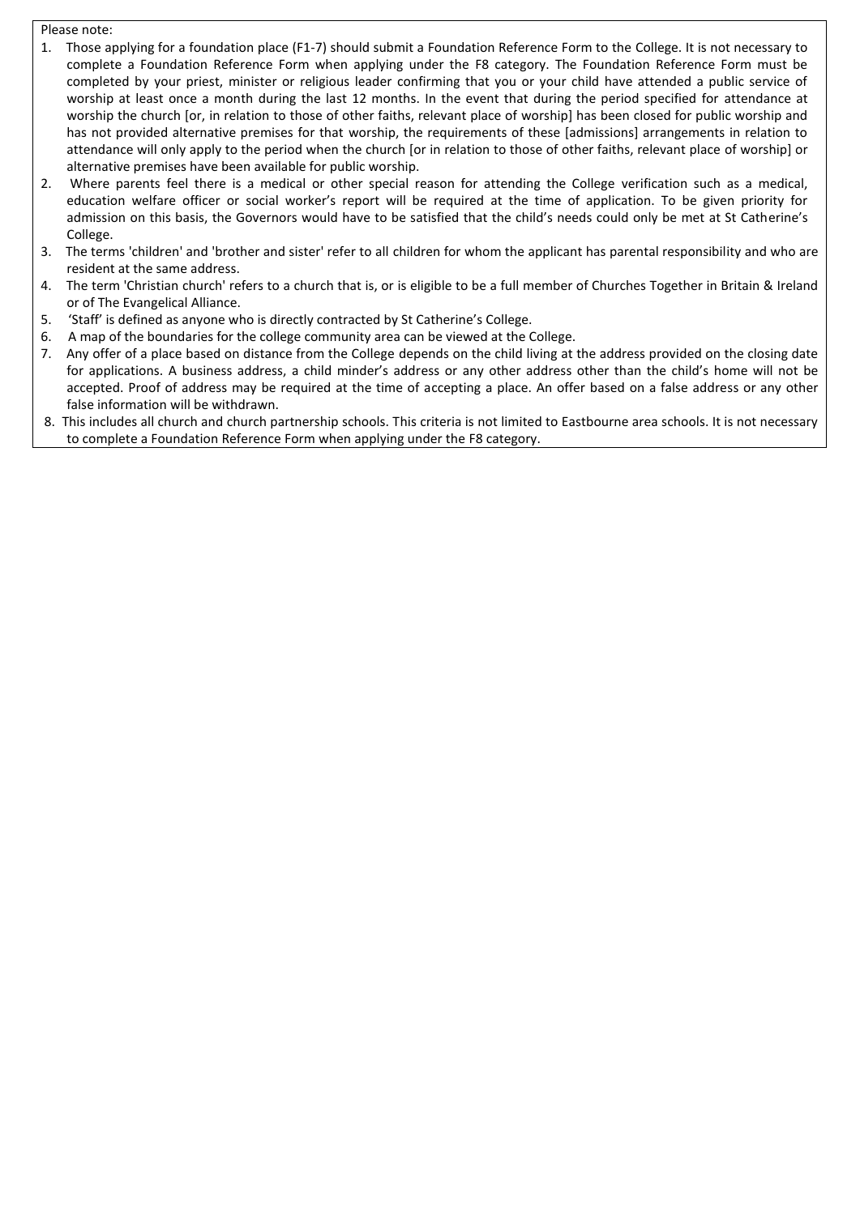Please note:

1. Those applying for a foundation place (F1-7) should submit a Foundation Reference Form to the College. It is not necessary to complete a Foundation Reference Form when applying under the F8 category. The Foundation Reference Form must be completed by your priest, minister or religious leader confirming that you or your child have attended a public service of worship at least once a month during the last 12 months. In the event that during the period specified for attendance at worship the church [or, in relation to those of other faiths, relevant place of worship] has been closed for public worship and has not provided alternative premises for that worship, the requirements of these [admissions] arrangements in relation to attendance will only apply to the period when the church [or in relation to those of other faiths, relevant place of worship] or alternative premises have been available for public worship.
2. Where parents feel there is a medical or other special reason for attending the College verification such as a medical, education welfare officer or social worker's report will be required at the time of application. To be given priority for admission on this basis, the Governors would have to be satisfied that the child's needs could only be met at St Catherine's College.
3. The terms 'children' and 'brother and sister' refer to all children for whom the applicant has parental responsibility and who are resident at the same address.
4. The term 'Christian church' refers to a church that is, or is eligible to be a full member of Churches Together in Britain & Ireland or of The Evangelical Alliance.
5. 'Staff' is defined as anyone who is directly contracted by St Catherine's College.
6. A map of the boundaries for the college community area can be viewed at the College.
7. Any offer of a place based on distance from the College depends on the child living at the address provided on the closing date for applications. A business address, a child minder's address or any other address other than the child's home will not be accepted. Proof of address may be required at the time of accepting a place. An offer based on a false address or any other false information will be withdrawn.
8. This includes all church and church partnership schools. This criteria is not limited to Eastbourne area schools. It is not necessary to complete a Foundation Reference Form when applying under the F8 category.